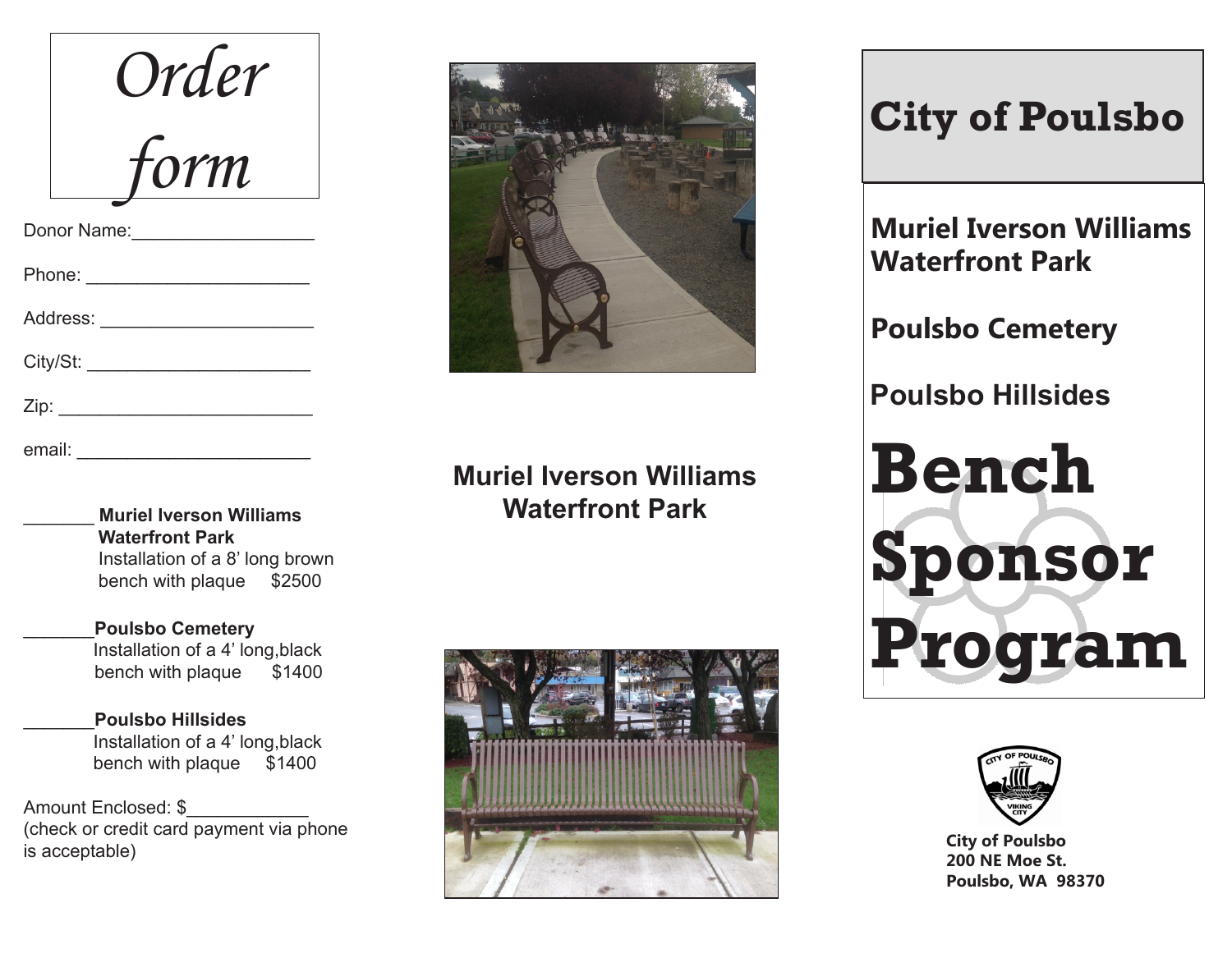# Order form

Donor Name:__________________

Phone: ______________________

Address: _____________________

City/St: ______________________

Zip: _________________________

email: ________________________

_______ **Muriel Iverson Williams Waterfront Park**
Installation of a 8' long brown bench with plaque $2500

_______**Poulsbo Cemetery**
Installation of a 4' long,black bench with plaque $1400

_______**Poulsbo Hillsides**
Installation of a 4' long,black bench with plaque $1400

Amount Enclosed: $____________
(check or credit card payment via phone is acceptable)

**Muriel Iverson Williams Waterfront Park**

# City of Poulsbo

**Muriel Iverson Williams Waterfront Park**

**Poulsbo Cemetery**

**Poulsbo Hillsides**

# Bench Sponsor Program

**City of Poulsbo**
**200 NE Moe St.**
**Poulsbo, WA 98370**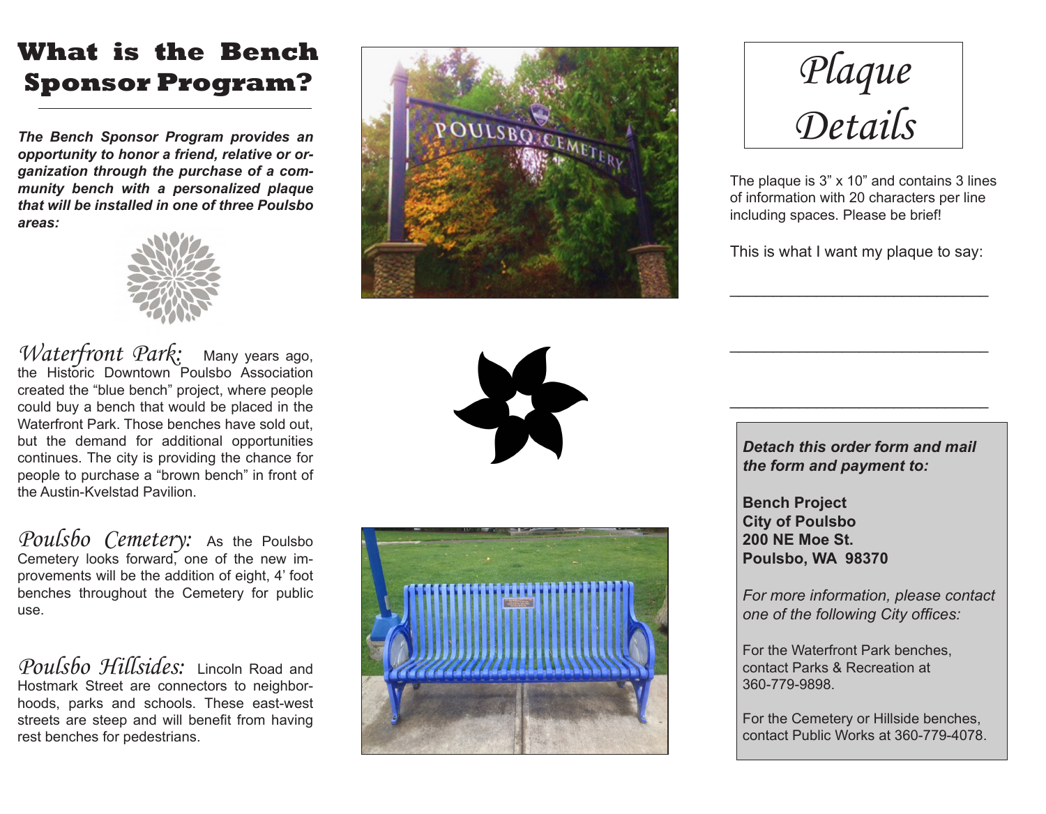# What is the Bench Sponsor Program?

***The Bench Sponsor Program provides an opportunity to honor a friend, relative or organization through the purchase of a community bench with a personalized plaque that will be installed in one of three Poulsbo areas:***

*Waterfront Park:* Many years ago, the Historic Downtown Poulsbo Association created the "blue bench" project, where people could buy a bench that would be placed in the Waterfront Park. Those benches have sold out, but the demand for additional opportunities continues. The city is providing the chance for people to purchase a "brown bench" in front of the Austin-Kvelstad Pavilion.

*Poulsbo Cemetery:* As the Poulsbo Cemetery looks forward, one of the new improvements will be the addition of eight, 4' foot benches throughout the Cemetery for public use.

*Poulsbo Hillsides:* Lincoln Road and Hostmark Street are connectors to neighborhoods, parks and schools. These east-west streets are steep and will benefit from having rest benches for pedestrians.

# *Plaque Details*

The plaque is 3" x 10" and contains 3 lines of information with 20 characters per line including spaces. Please be brief!

This is what I want my plaque to say:

______________________________

______________________________

______________________________

***Detach this order form and mail the form and payment to:***

**Bench Project**
**City of Poulsbo**
**200 NE Moe St.**
**Poulsbo, WA 98370**

*For more information, please contact one of the following City offices:*

For the Waterfront Park benches, contact Parks & Recreation at 360-779-9898.

For the Cemetery or Hillside benches, contact Public Works at 360-779-4078.